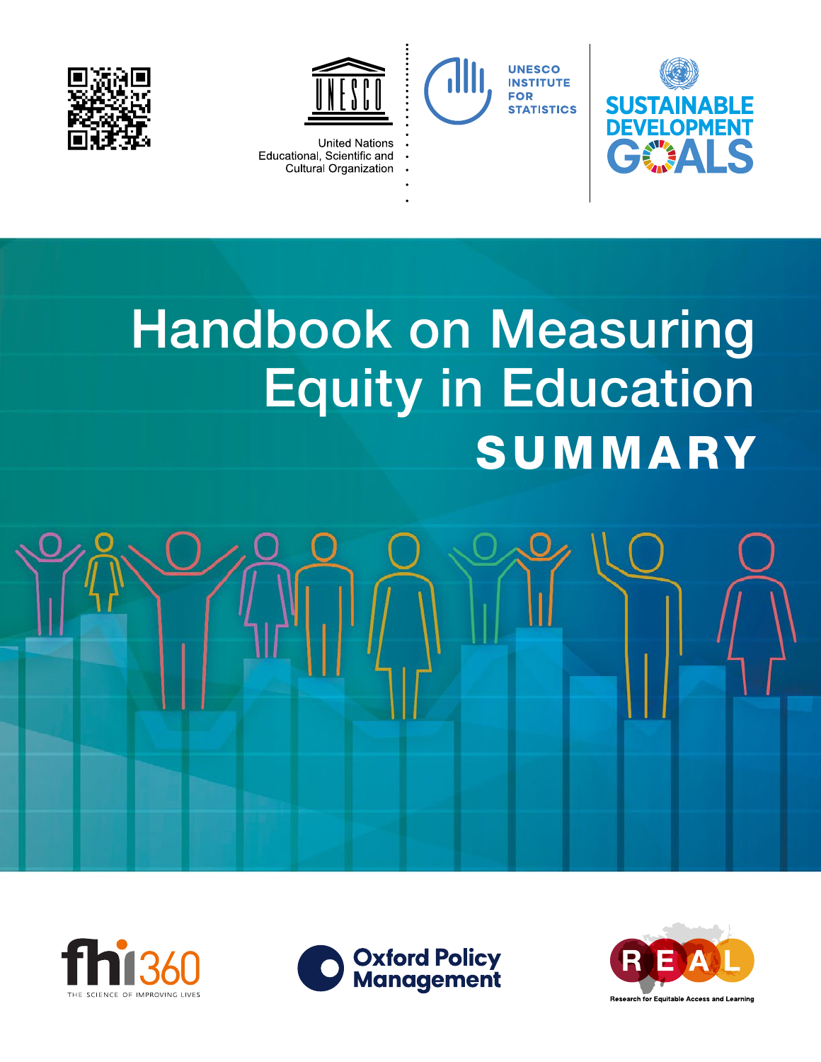United Nations Educational, Scientific and Cultural Organization

UNESCO INSTITUTE FOR STATISTICS

SUSTAINABLE DEVELOPMENT GOALS

# Handbook on Measuring Equity in Education

## SUMMARY

fhi360 THE SCIENCE OF IMPROVING LIVES

Oxford Policy Management

REAL Research for Equitable Access and Learning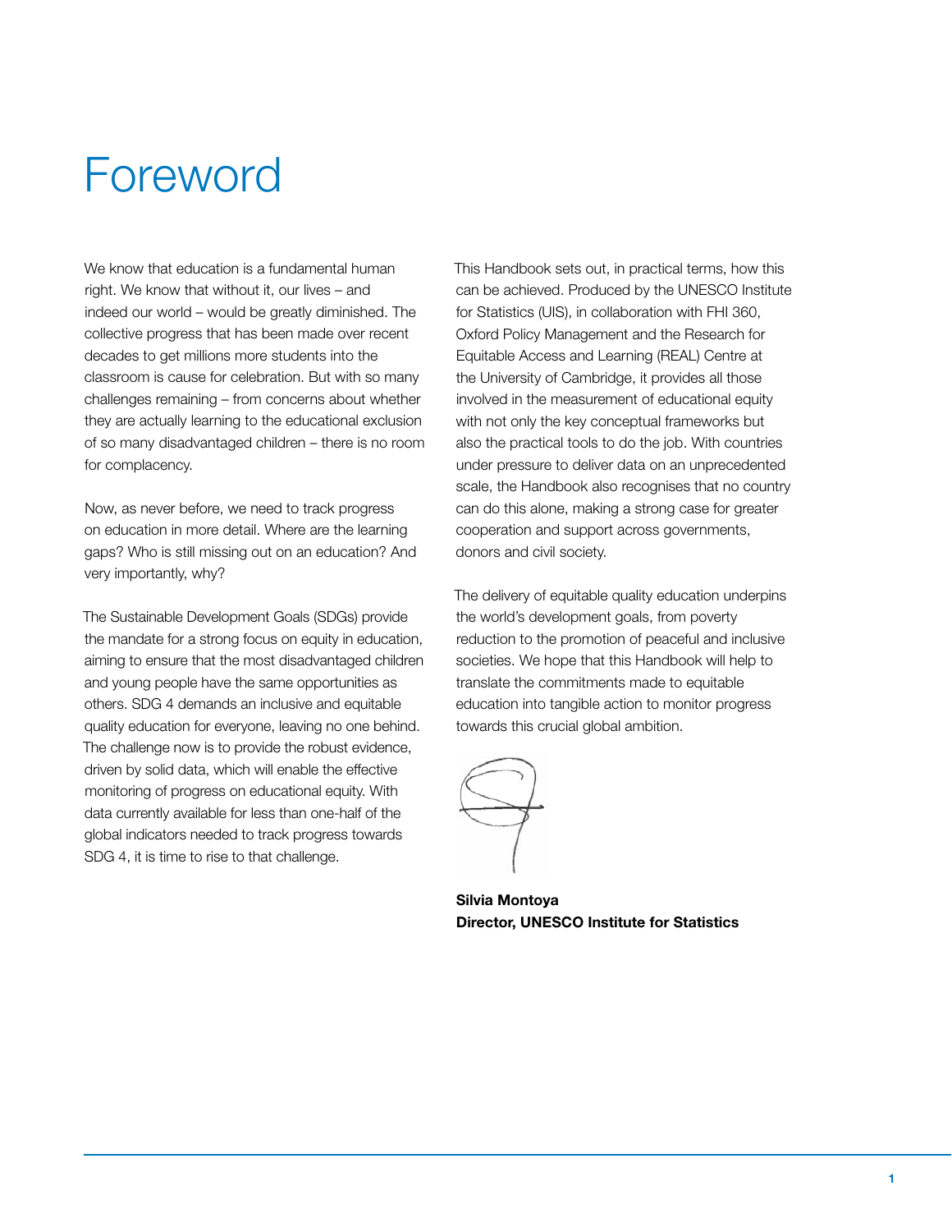# Foreword

We know that education is a fundamental human right. We know that without it, our lives – and indeed our world – would be greatly diminished. The collective progress that has been made over recent decades to get millions more students into the classroom is cause for celebration. But with so many challenges remaining – from concerns about whether they are actually learning to the educational exclusion of so many disadvantaged children – there is no room for complacency.

Now, as never before, we need to track progress on education in more detail. Where are the learning gaps? Who is still missing out on an education? And very importantly, why?

The Sustainable Development Goals (SDGs) provide the mandate for a strong focus on equity in education, aiming to ensure that the most disadvantaged children and young people have the same opportunities as others. SDG 4 demands an inclusive and equitable quality education for everyone, leaving no one behind. The challenge now is to provide the robust evidence, driven by solid data, which will enable the effective monitoring of progress on educational equity. With data currently available for less than one-half of the global indicators needed to track progress towards SDG 4, it is time to rise to that challenge.

This Handbook sets out, in practical terms, how this can be achieved. Produced by the UNESCO Institute for Statistics (UIS), in collaboration with FHI 360, Oxford Policy Management and the Research for Equitable Access and Learning (REAL) Centre at the University of Cambridge, it provides all those involved in the measurement of educational equity with not only the key conceptual frameworks but also the practical tools to do the job. With countries under pressure to deliver data on an unprecedented scale, the Handbook also recognises that no country can do this alone, making a strong case for greater cooperation and support across governments, donors and civil society.

The delivery of equitable quality education underpins the world's development goals, from poverty reduction to the promotion of peaceful and inclusive societies. We hope that this Handbook will help to translate the commitments made to equitable education into tangible action to monitor progress towards this crucial global ambition.

**Silvia Montoya**
**Director, UNESCO Institute for Statistics**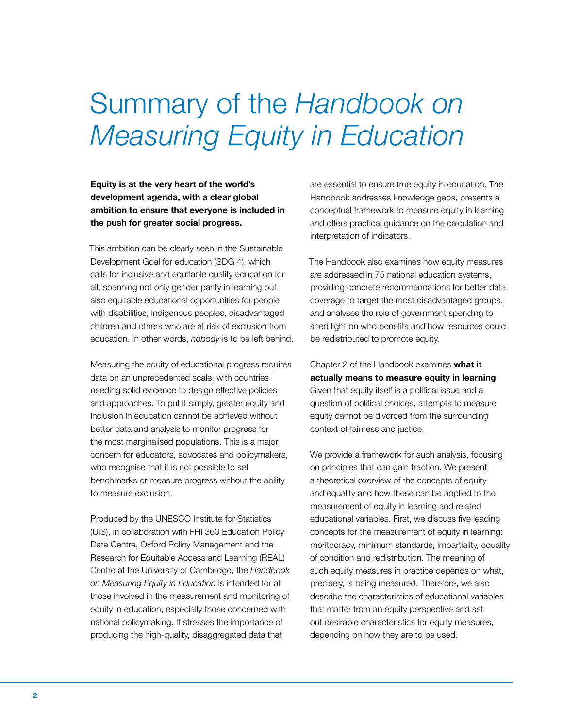# Summary of the *Handbook on Measuring Equity in Education*

**Equity is at the very heart of the world's development agenda, with a clear global ambition to ensure that everyone is included in the push for greater social progress.**

This ambition can be clearly seen in the Sustainable Development Goal for education (SDG 4), which calls for inclusive and equitable quality education for all, spanning not only gender parity in learning but also equitable educational opportunities for people with disabilities, indigenous peoples, disadvantaged children and others who are at risk of exclusion from education. In other words, *nobody* is to be left behind.

Measuring the equity of educational progress requires data on an unprecedented scale, with countries needing solid evidence to design effective policies and approaches. To put it simply, greater equity and inclusion in education cannot be achieved without better data and analysis to monitor progress for the most marginalised populations. This is a major concern for educators, advocates and policymakers, who recognise that it is not possible to set benchmarks or measure progress without the ability to measure exclusion.

Produced by the UNESCO Institute for Statistics (UIS), in collaboration with FHI 360 Education Policy Data Centre, Oxford Policy Management and the Research for Equitable Access and Learning (REAL) Centre at the University of Cambridge, the *Handbook on Measuring Equity in Education* is intended for all those involved in the measurement and monitoring of equity in education, especially those concerned with national policymaking. It stresses the importance of producing the high-quality, disaggregated data that are essential to ensure true equity in education. The Handbook addresses knowledge gaps, presents a conceptual framework to measure equity in learning and offers practical guidance on the calculation and interpretation of indicators.

The Handbook also examines how equity measures are addressed in 75 national education systems, providing concrete recommendations for better data coverage to target the most disadvantaged groups, and analyses the role of government spending to shed light on who benefits and how resources could be redistributed to promote equity.

Chapter 2 of the Handbook examines **what it actually means to measure equity in learning**. Given that equity itself is a political issue and a question of political choices, attempts to measure equity cannot be divorced from the surrounding context of fairness and justice.

We provide a framework for such analysis, focusing on principles that can gain traction. We present a theoretical overview of the concepts of equity and equality and how these can be applied to the measurement of equity in learning and related educational variables. First, we discuss five leading concepts for the measurement of equity in learning: meritocracy, minimum standards, impartiality, equality of condition and redistribution. The meaning of such equity measures in practice depends on what, precisely, is being measured. Therefore, we also describe the characteristics of educational variables that matter from an equity perspective and set out desirable characteristics for equity measures, depending on how they are to be used.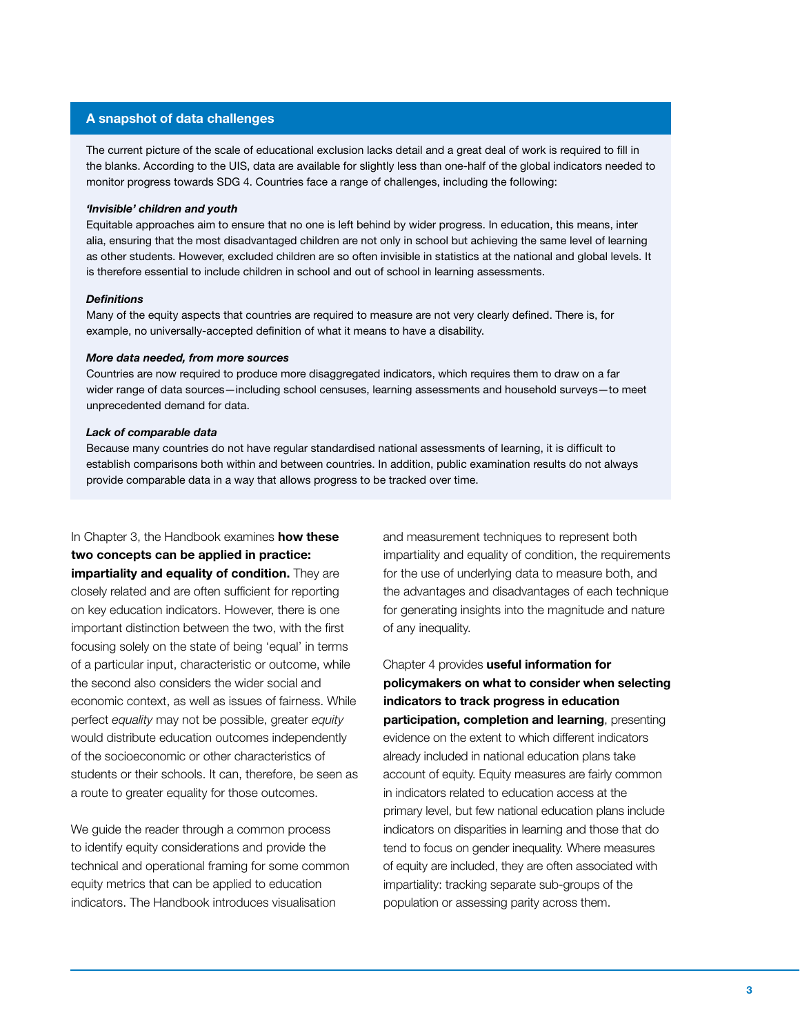### A snapshot of data challenges

The current picture of the scale of educational exclusion lacks detail and a great deal of work is required to fill in the blanks. According to the UIS, data are available for slightly less than one-half of the global indicators needed to monitor progress towards SDG 4. Countries face a range of challenges, including the following:

***'Invisible' children and youth***

Equitable approaches aim to ensure that no one is left behind by wider progress. In education, this means, inter alia, ensuring that the most disadvantaged children are not only in school but achieving the same level of learning as other students. However, excluded children are so often invisible in statistics at the national and global levels. It is therefore essential to include children in school and out of school in learning assessments.

***Definitions***

Many of the equity aspects that countries are required to measure are not very clearly defined. There is, for example, no universally-accepted definition of what it means to have a disability.

***More data needed, from more sources***

Countries are now required to produce more disaggregated indicators, which requires them to draw on a far wider range of data sources—including school censuses, learning assessments and household surveys—to meet unprecedented demand for data.

***Lack of comparable data***

Because many countries do not have regular standardised national assessments of learning, it is difficult to establish comparisons both within and between countries. In addition, public examination results do not always provide comparable data in a way that allows progress to be tracked over time.

In Chapter 3, the Handbook examines **how these two concepts can be applied in practice: impartiality and equality of condition.** They are closely related and are often sufficient for reporting on key education indicators. However, there is one important distinction between the two, with the first focusing solely on the state of being 'equal' in terms of a particular input, characteristic or outcome, while the second also considers the wider social and economic context, as well as issues of fairness. While perfect *equality* may not be possible, greater *equity* would distribute education outcomes independently of the socioeconomic or other characteristics of students or their schools. It can, therefore, be seen as a route to greater equality for those outcomes.

We guide the reader through a common process to identify equity considerations and provide the technical and operational framing for some common equity metrics that can be applied to education indicators. The Handbook introduces visualisation and measurement techniques to represent both impartiality and equality of condition, the requirements for the use of underlying data to measure both, and the advantages and disadvantages of each technique for generating insights into the magnitude and nature of any inequality.

Chapter 4 provides **useful information for policymakers on what to consider when selecting indicators to track progress in education participation, completion and learning**, presenting evidence on the extent to which different indicators already included in national education plans take account of equity. Equity measures are fairly common in indicators related to education access at the primary level, but few national education plans include indicators on disparities in learning and those that do tend to focus on gender inequality. Where measures of equity are included, they are often associated with impartiality: tracking separate sub-groups of the population or assessing parity across them.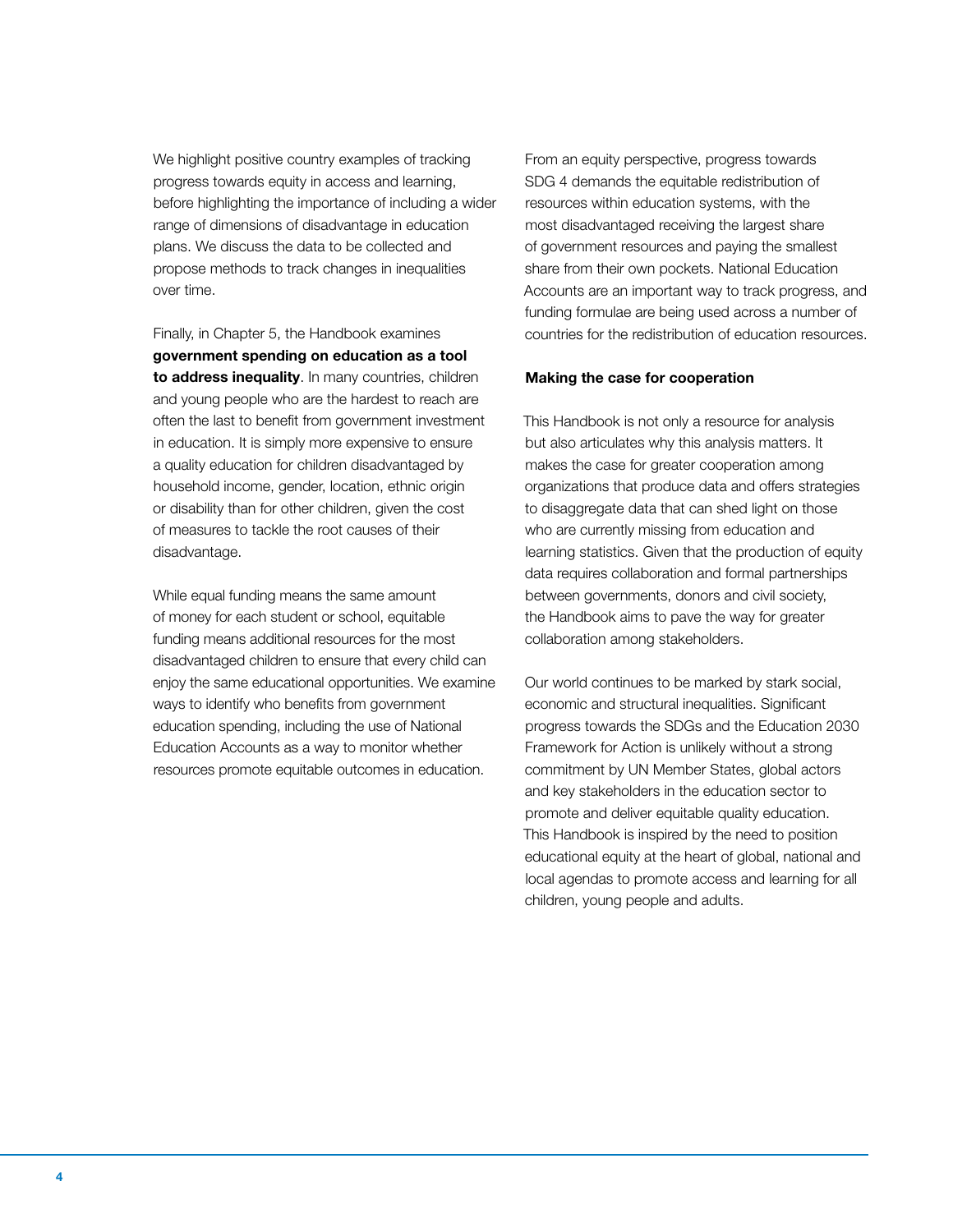We highlight positive country examples of tracking progress towards equity in access and learning, before highlighting the importance of including a wider range of dimensions of disadvantage in education plans. We discuss the data to be collected and propose methods to track changes in inequalities over time.

Finally, in Chapter 5, the Handbook examines **government spending on education as a tool to address inequality**. In many countries, children and young people who are the hardest to reach are often the last to benefit from government investment in education. It is simply more expensive to ensure a quality education for children disadvantaged by household income, gender, location, ethnic origin or disability than for other children, given the cost of measures to tackle the root causes of their disadvantage.

While equal funding means the same amount of money for each student or school, equitable funding means additional resources for the most disadvantaged children to ensure that every child can enjoy the same educational opportunities. We examine ways to identify who benefits from government education spending, including the use of National Education Accounts as a way to monitor whether resources promote equitable outcomes in education.

From an equity perspective, progress towards SDG 4 demands the equitable redistribution of resources within education systems, with the most disadvantaged receiving the largest share of government resources and paying the smallest share from their own pockets. National Education Accounts are an important way to track progress, and funding formulae are being used across a number of countries for the redistribution of education resources.

**Making the case for cooperation**

This Handbook is not only a resource for analysis but also articulates why this analysis matters. It makes the case for greater cooperation among organizations that produce data and offers strategies to disaggregate data that can shed light on those who are currently missing from education and learning statistics. Given that the production of equity data requires collaboration and formal partnerships between governments, donors and civil society, the Handbook aims to pave the way for greater collaboration among stakeholders.

Our world continues to be marked by stark social, economic and structural inequalities. Significant progress towards the SDGs and the Education 2030 Framework for Action is unlikely without a strong commitment by UN Member States, global actors and key stakeholders in the education sector to promote and deliver equitable quality education. This Handbook is inspired by the need to position educational equity at the heart of global, national and local agendas to promote access and learning for all children, young people and adults.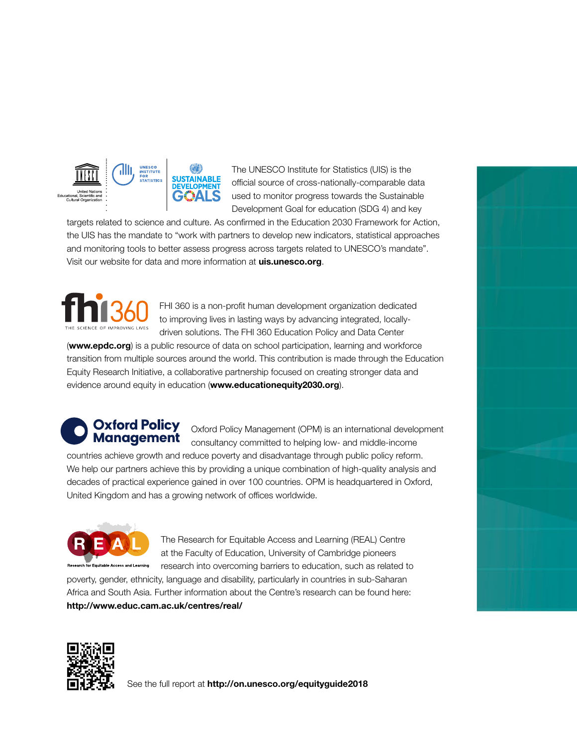The UNESCO Institute for Statistics (UIS) is the official source of cross-nationally-comparable data used to monitor progress towards the Sustainable Development Goal for education (SDG 4) and key targets related to science and culture. As confirmed in the Education 2030 Framework for Action, the UIS has the mandate to "work with partners to develop new indicators, statistical approaches and monitoring tools to better assess progress across targets related to UNESCO's mandate". Visit our website for data and more information at **uis.unesco.org**.

FHI 360 is a non-profit human development organization dedicated to improving lives in lasting ways by advancing integrated, locally-driven solutions. The FHI 360 Education Policy and Data Center (**www.epdc.org**) is a public resource of data on school participation, learning and workforce transition from multiple sources around the world. This contribution is made through the Education Equity Research Initiative, a collaborative partnership focused on creating stronger data and evidence around equity in education (**www.educationequity2030.org**).

Oxford Policy Management (OPM) is an international development consultancy committed to helping low- and middle-income countries achieve growth and reduce poverty and disadvantage through public policy reform. We help our partners achieve this by providing a unique combination of high-quality analysis and decades of practical experience gained in over 100 countries. OPM is headquartered in Oxford, United Kingdom and has a growing network of offices worldwide.

The Research for Equitable Access and Learning (REAL) Centre at the Faculty of Education, University of Cambridge pioneers research into overcoming barriers to education, such as related to poverty, gender, ethnicity, language and disability, particularly in countries in sub-Saharan Africa and South Asia. Further information about the Centre's research can be found here: **http://www.educ.cam.ac.uk/centres/real/**

See the full report at **http://on.unesco.org/equityguide2018**